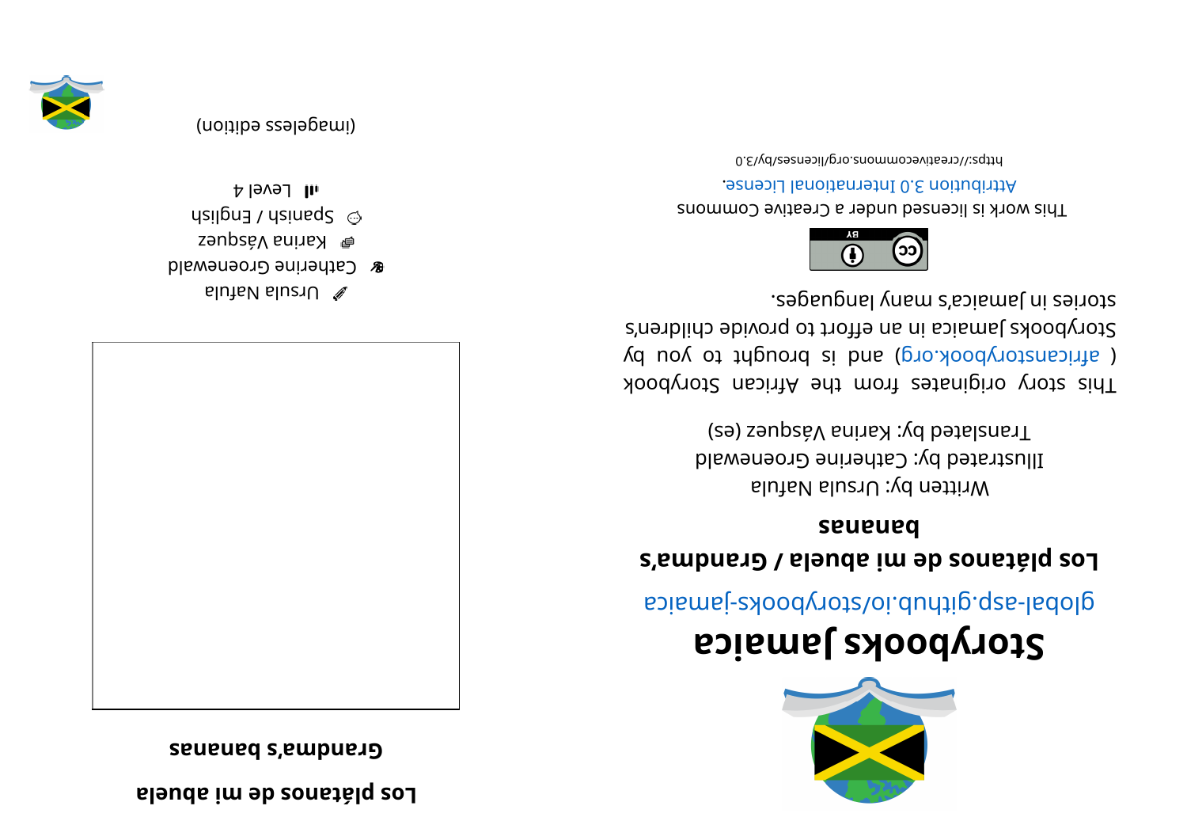# Storybooks Jamaica

global-asp.github.io/storybooks-jamaica

## Los plátanos de mi abuela / Grandma's bananas

Written by: Ursula Nafula
Illustrated by: Catherine Groenewald
Translated by: Karina Vásquez (es)

This story originates from the African Storybook ( africanstorybook.org ) and is brought to you by Storybooks Jamaica in an effort to provide children's stories in Jamaica's many languages.

This work is licensed under a Creative Commons Attribution 3.0 International License.

https://creativecommons.org/licenses/by/3.0

## Los plátanos de mi abuela
## Grandma's bananas

Ursula Nafula
Catherine Groenewald
Karina Vásquez
Spanish / English
Level 4

(imageless edition)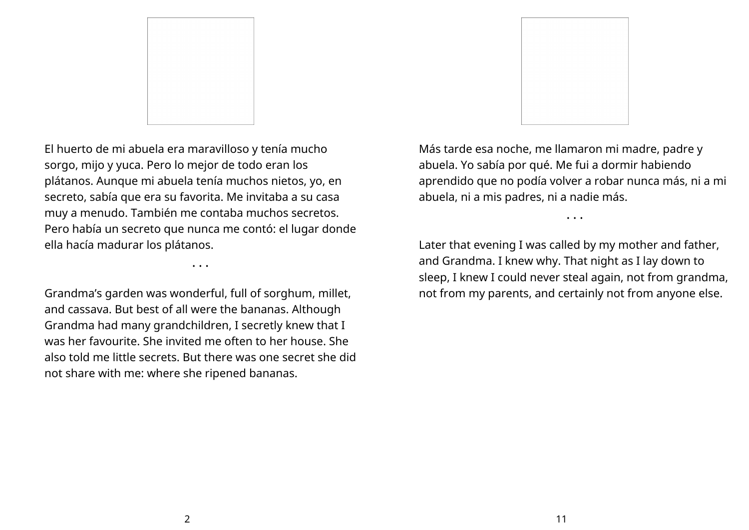El huerto de mi abuela era maravilloso y tenía mucho sorgo, mijo y yuca. Pero lo mejor de todo eran los plátanos. Aunque mi abuela tenía muchos nietos, yo, en secreto, sabía que era su favorita. Me invitaba a su casa muy a menudo. También me contaba muchos secretos. Pero había un secreto que nunca me contó: el lugar donde ella hacía madurar los plátanos.

. . .

Grandma's garden was wonderful, full of sorghum, millet, and cassava. But best of all were the bananas. Although Grandma had many grandchildren, I secretly knew that I was her favourite. She invited me often to her house. She also told me little secrets. But there was one secret she did not share with me: where she ripened bananas.

Más tarde esa noche, me llamaron mi madre, padre y abuela. Yo sabía por qué. Me fui a dormir habiendo aprendido que no podía volver a robar nunca más, ni a mi abuela, ni a mis padres, ni a nadie más.

. . .

Later that evening I was called by my mother and father, and Grandma. I knew why. That night as I lay down to sleep, I knew I could never steal again, not from grandma, not from my parents, and certainly not from anyone else.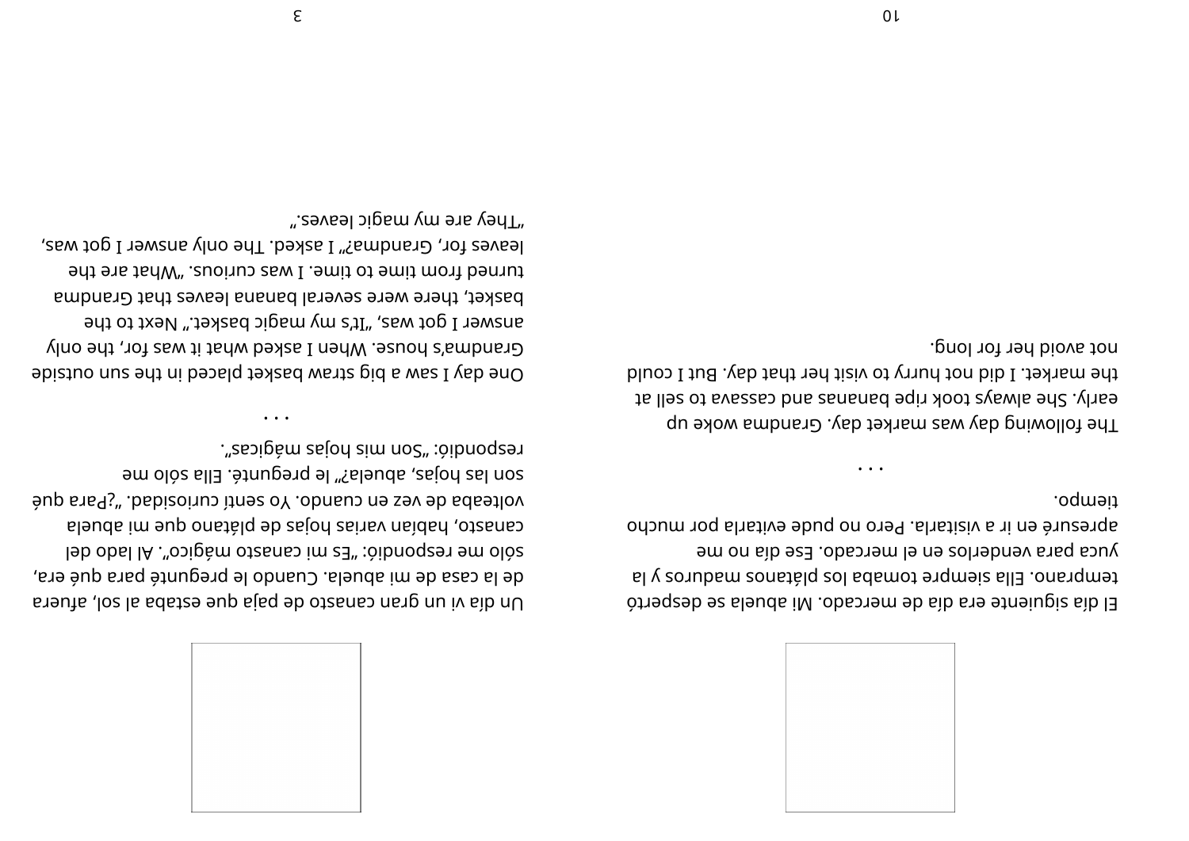El día siguiente era día de mercado. Mi abuela se despertó temprano. Ella siempre tomaba los plátanos maduros y la yuca para venderlos en el mercado. Ese día no me apresuré en ir a visitarla. Pero no pude evitarla por mucho tiempo.

. . .

The following day was market day. Grandma woke up early. She always took ripe bananas and cassava to sell at the market. I did not hurry to visit her that day. But I could not avoid her for long.

Un día vi un gran canasto de paja que estaba al sol, afuera de la casa de mi abuela. Cuando le pregunté para qué era, sólo me respondió: "Es mi canasto mágico". Al lado del canasto, habían varias hojas de plátano que mi abuela volteaba de vez en cuando. Yo sentí curiosidad. "¿Para qué son las hojas, abuela?" le pregunté. Ella sólo me respondió: "Son mis hojas mágicas".

. . .

One day I saw a big straw basket placed in the sun outside Grandma's house. When I asked what it was for, the only answer I got was, "It's my magic basket." Next to the basket, there were several banana leaves that Grandma turned from time to time. I was curious. "What are the leaves for, Grandma?" I asked. The only answer I got was, "They are my magic leaves."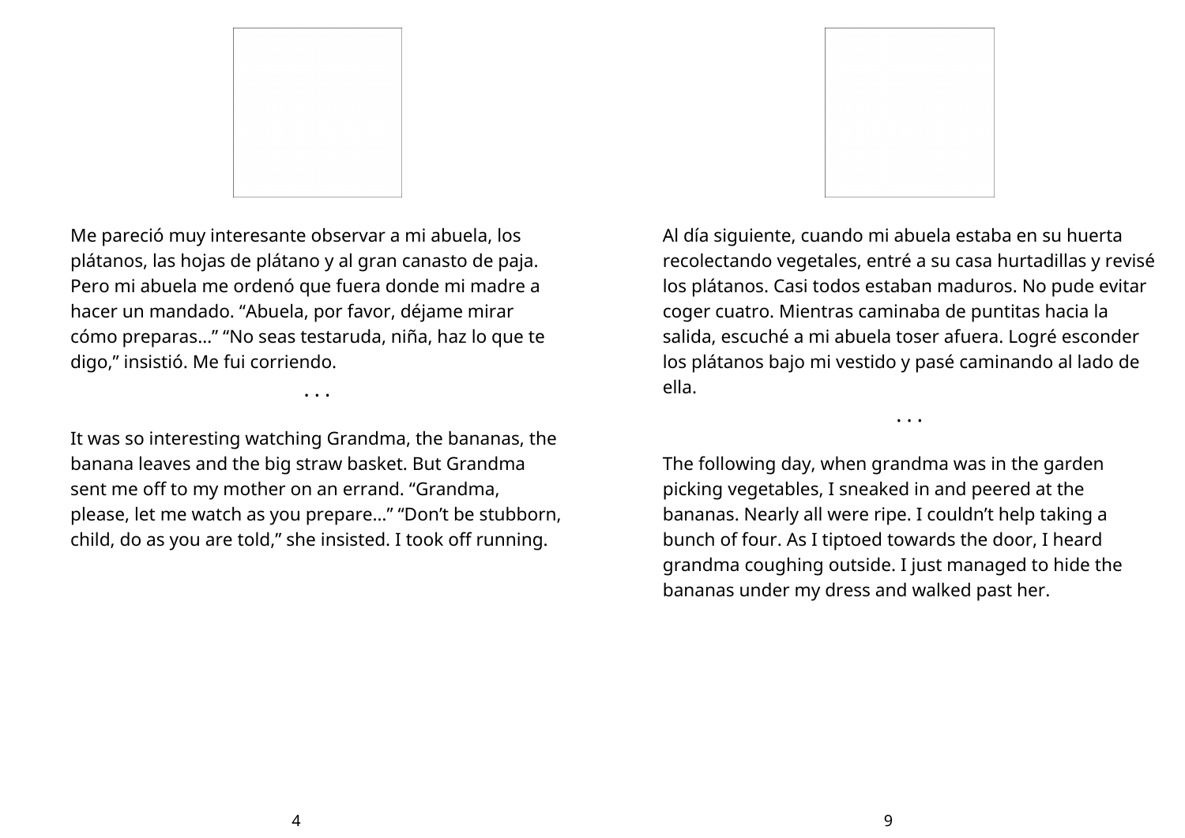Me pareció muy interesante observar a mi abuela, los plátanos, las hojas de plátano y al gran canasto de paja. Pero mi abuela me ordenó que fuera donde mi madre a hacer un mandado. “Abuela, por favor, déjame mirar cómo preparas...” “No seas testaruda, niña, haz lo que te digo,” insistió. Me fui corriendo.

. . .

It was so interesting watching Grandma, the bananas, the banana leaves and the big straw basket. But Grandma sent me off to my mother on an errand. “Grandma, please, let me watch as you prepare...” “Don’t be stubborn, child, do as you are told,” she insisted. I took off running.

Al día siguiente, cuando mi abuela estaba en su huerta recolectando vegetales, entré a su casa hurtadillas y revisé los plátanos. Casi todos estaban maduros. No pude evitar coger cuatro. Mientras caminaba de puntitas hacia la salida, escuché a mi abuela toser afuera. Logré esconder los plátanos bajo mi vestido y pasé caminando al lado de ella.

. . .

The following day, when grandma was in the garden picking vegetables, I sneaked in and peered at the bananas. Nearly all were ripe. I couldn’t help taking a bunch of four. As I tiptoed towards the door, I heard grandma coughing outside. I just managed to hide the bananas under my dress and walked past her.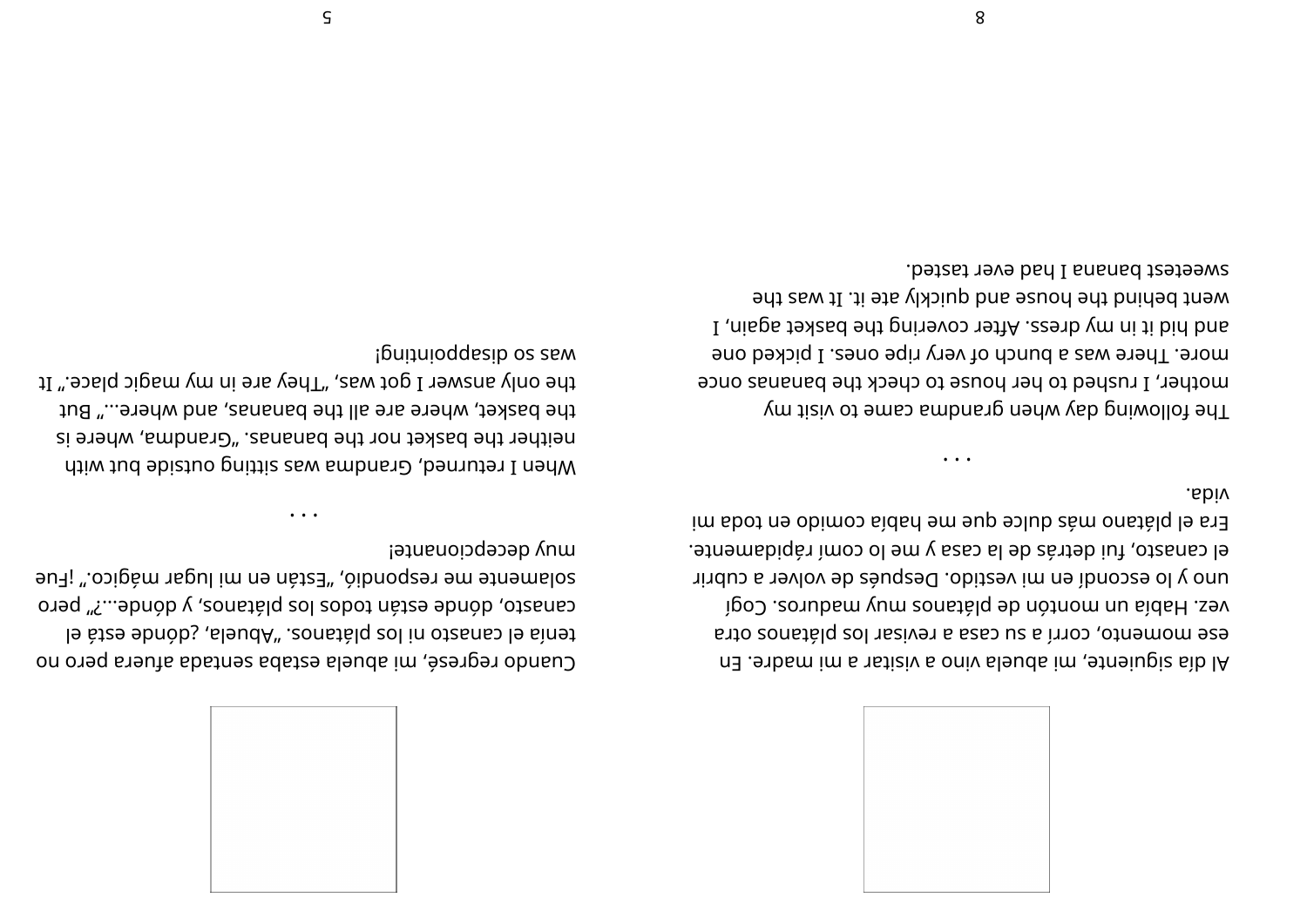Al día siguiente, mi abuela vino a visitar a mi madre. En ese momento, corrí a su casa a revisar los plátanos otra vez. Había un montón de plátanos muy maduros. Cogí uno y lo escondí en mi vestido. Después de volver a cubrir el canasto, fui detrás de la casa y me lo comí rápidamente. Era el plátano más dulce que me había comido en toda mi vida.

. . .

The following day when grandma came to visit my mother, I rushed to her house to check the bananas once more. There was a bunch of very ripe ones. I picked one and hid it in my dress. After covering the basket again, I went behind the house and quickly ate it. It was the sweetest banana I had ever tasted.

Cuando regresé, mi abuela estaba sentada afuera pero no tenía el canasto ni los plátanos. „Abuela, ¿dónde está el canasto, dónde están todos los plátanos, y dónde...?" pero solamente me respondió, „Están en mi lugar mágico." ¡Fue muy decepcionante!

. . .

When I returned, Grandma was sitting outside but with neither the basket nor the bananas. „Grandma, where is the basket, where are all the bananas, and where..." But the only answer I got was, „They are in my magic place." It was so disappointing!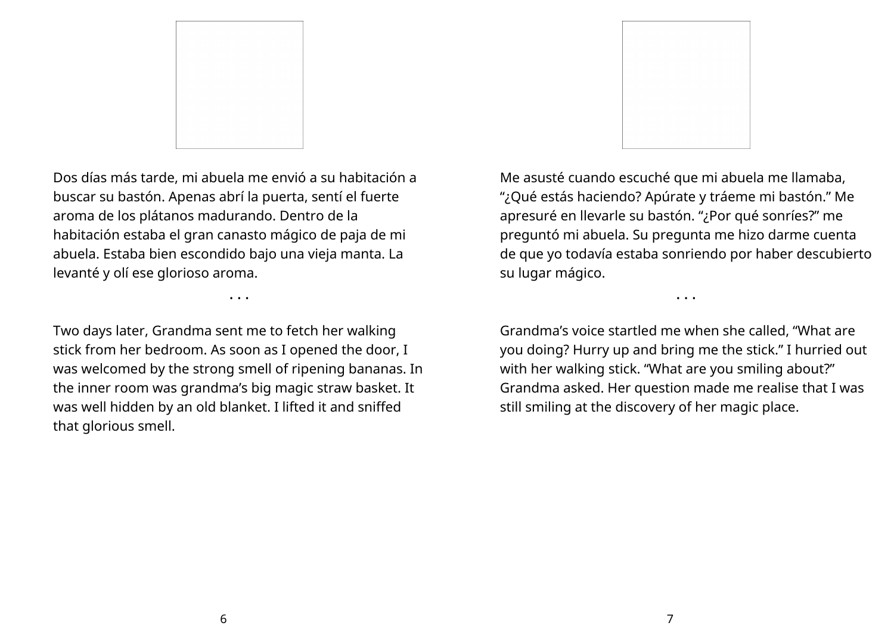Dos días más tarde, mi abuela me envió a su habitación a buscar su bastón. Apenas abrí la puerta, sentí el fuerte aroma de los plátanos madurando. Dentro de la habitación estaba el gran canasto mágico de paja de mi abuela. Estaba bien escondido bajo una vieja manta. La levanté y olí ese glorioso aroma.

. . .

Two days later, Grandma sent me to fetch her walking stick from her bedroom. As soon as I opened the door, I was welcomed by the strong smell of ripening bananas. In the inner room was grandma's big magic straw basket. It was well hidden by an old blanket. I lifted it and sniffed that glorious smell.

Me asusté cuando escuché que mi abuela me llamaba, "¿Qué estás haciendo? Apúrate y tráeme mi bastón." Me apresuré en llevarle su bastón. "¿Por qué sonríes?" me preguntó mi abuela. Su pregunta me hizo darme cuenta de que yo todavía estaba sonriendo por haber descubierto su lugar mágico.

. . .

Grandma's voice startled me when she called, "What are you doing? Hurry up and bring me the stick." I hurried out with her walking stick. "What are you smiling about?" Grandma asked. Her question made me realise that I was still smiling at the discovery of her magic place.